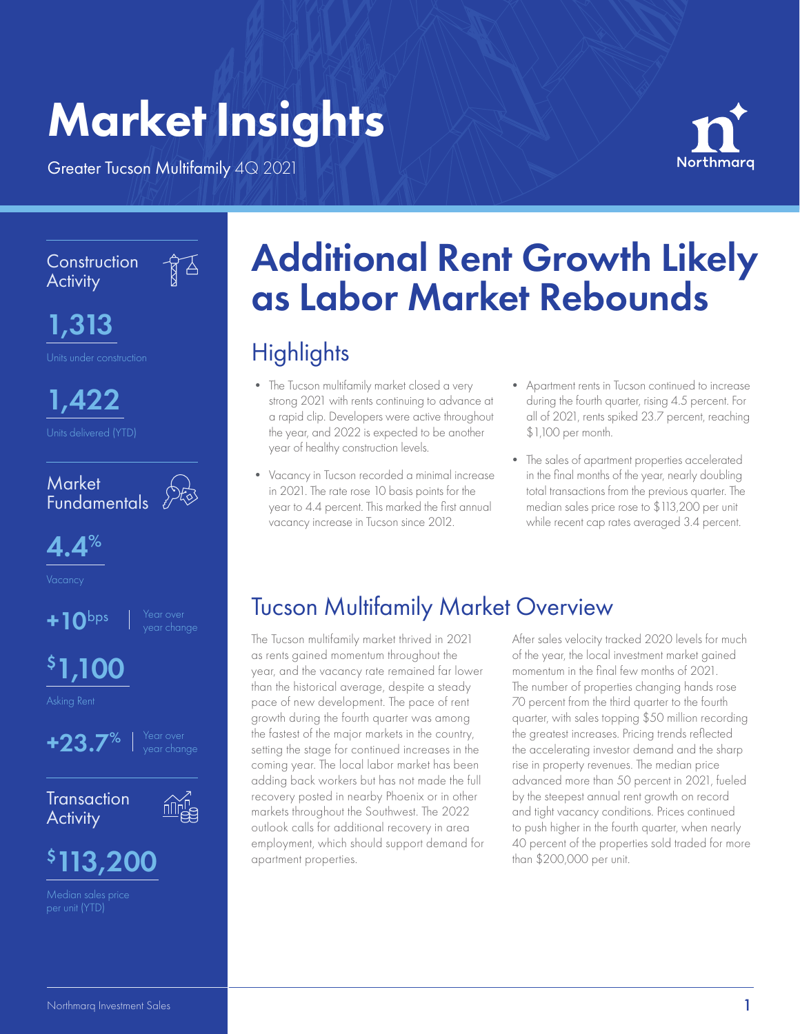# Market Insights

Greater Tucson Multifamily 4Q 2021

Northmarq

### Construction Activity

**1,313**

Units under construction

**1,422**

Units delivered (YTD)

### Market Fundamentals

**4.4%**

Vacancy

**+10bps** | Year over year change

**$1,100**

Asking Rent

**+23.7%** | Year over year change

### Transaction Activity

**$113,200**

Median sales price per unit (YTD)

# Additional Rent Growth Likely as Labor Market Rebounds

## Highlights

- The Tucson multifamily market closed a very strong 2021 with rents continuing to advance at a rapid clip. Developers were active throughout the year, and 2022 is expected to be another year of healthy construction levels.
- Vacancy in Tucson recorded a minimal increase in 2021. The rate rose 10 basis points for the year to 4.4 percent. This marked the first annual vacancy increase in Tucson since 2012.
- Apartment rents in Tucson continued to increase during the fourth quarter, rising 4.5 percent. For all of 2021, rents spiked 23.7 percent, reaching $1,100 per month.
- The sales of apartment properties accelerated in the final months of the year, nearly doubling total transactions from the previous quarter. The median sales price rose to $113,200 per unit while recent cap rates averaged 3.4 percent.

## Tucson Multifamily Market Overview

The Tucson multifamily market thrived in 2021 as rents gained momentum throughout the year, and the vacancy rate remained far lower than the historical average, despite a steady pace of new development. The pace of rent growth during the fourth quarter was among the fastest of the major markets in the country, setting the stage for continued increases in the coming year. The local labor market has been adding back workers but has not made the full recovery posted in nearby Phoenix or in other markets throughout the Southwest. The 2022 outlook calls for additional recovery in area employment, which should support demand for apartment properties.

After sales velocity tracked 2020 levels for much of the year, the local investment market gained momentum in the final few months of 2021. The number of properties changing hands rose 70 percent from the third quarter to the fourth quarter, with sales topping $50 million recording the greatest increases. Pricing trends reflected the accelerating investor demand and the sharp rise in property revenues. The median price advanced more than 50 percent in 2021, fueled by the steepest annual rent growth on record and tight vacancy conditions. Prices continued to push higher in the fourth quarter, when nearly 40 percent of the properties sold traded for more than $200,000 per unit.

Northmarq Investment Sales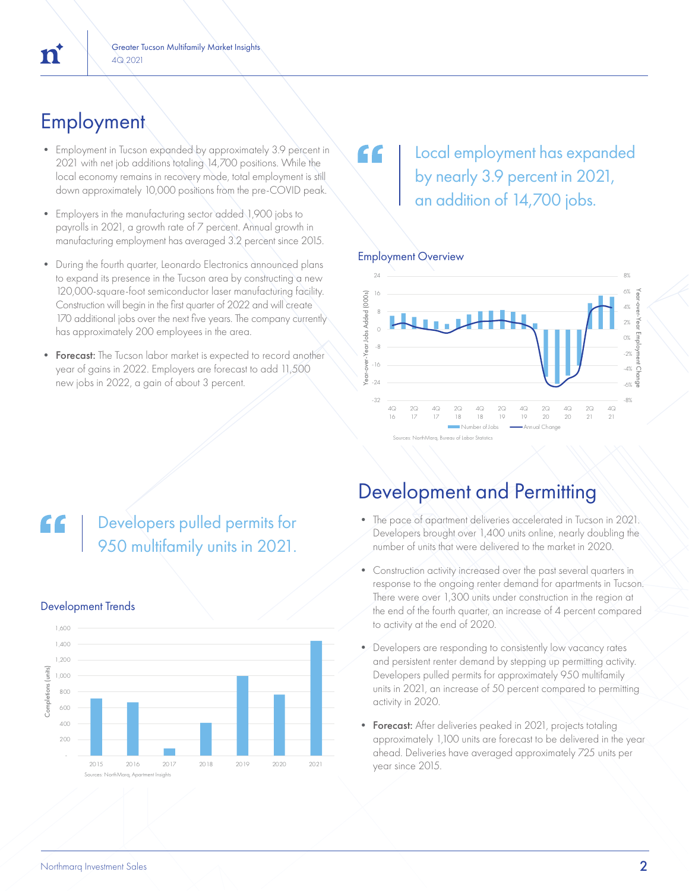## Employment

- Employment in Tucson expanded by approximately 3.9 percent in 2021 with net job additions totaling 14,700 positions. While the local economy remains in recovery mode, total employment is still down approximately 10,000 positions from the pre-COVID peak.
- Employers in the manufacturing sector added 1,900 jobs to payrolls in 2021, a growth rate of 7 percent. Annual growth in manufacturing employment has averaged 3.2 percent since 2015.
- During the fourth quarter, Leonardo Electronics announced plans to expand its presence in the Tucson area by constructing a new 120,000-square-foot semiconductor laser manufacturing facility. Construction will begin in the first quarter of 2022 and will create 170 additional jobs over the next five years. The company currently has approximately 200 employees in the area.
- **Forecast:** The Tucson labor market is expected to record another year of gains in 2022. Employers are forecast to add 11,500 new jobs in 2022, a gain of about 3 percent.

> Local employment has expanded by nearly 3.9 percent in 2021, an addition of 14,700 jobs.

Employment Overview

Sources: NorthMarq, Bureau of Labor Statistics

## Development and Permitting

- The pace of apartment deliveries accelerated in Tucson in 2021. Developers brought over 1,400 units online, nearly doubling the number of units that were delivered to the market in 2020.
- Construction activity increased over the past several quarters in response to the ongoing renter demand for apartments in Tucson. There were over 1,300 units under construction in the region at the end of the fourth quarter, an increase of 4 percent compared to activity at the end of 2020.
- Developers are responding to consistently low vacancy rates and persistent renter demand by stepping up permitting activity. Developers pulled permits for approximately 950 multifamily units in 2021, an increase of 50 percent compared to permitting activity in 2020.
- **Forecast:** After deliveries peaked in 2021, projects totaling approximately 1,100 units are forecast to be delivered in the year ahead. Deliveries have averaged approximately 725 units per year since 2015.

> Developers pulled permits for 950 multifamily units in 2021.

Development Trends

Sources: NorthMarq, Apartment Insights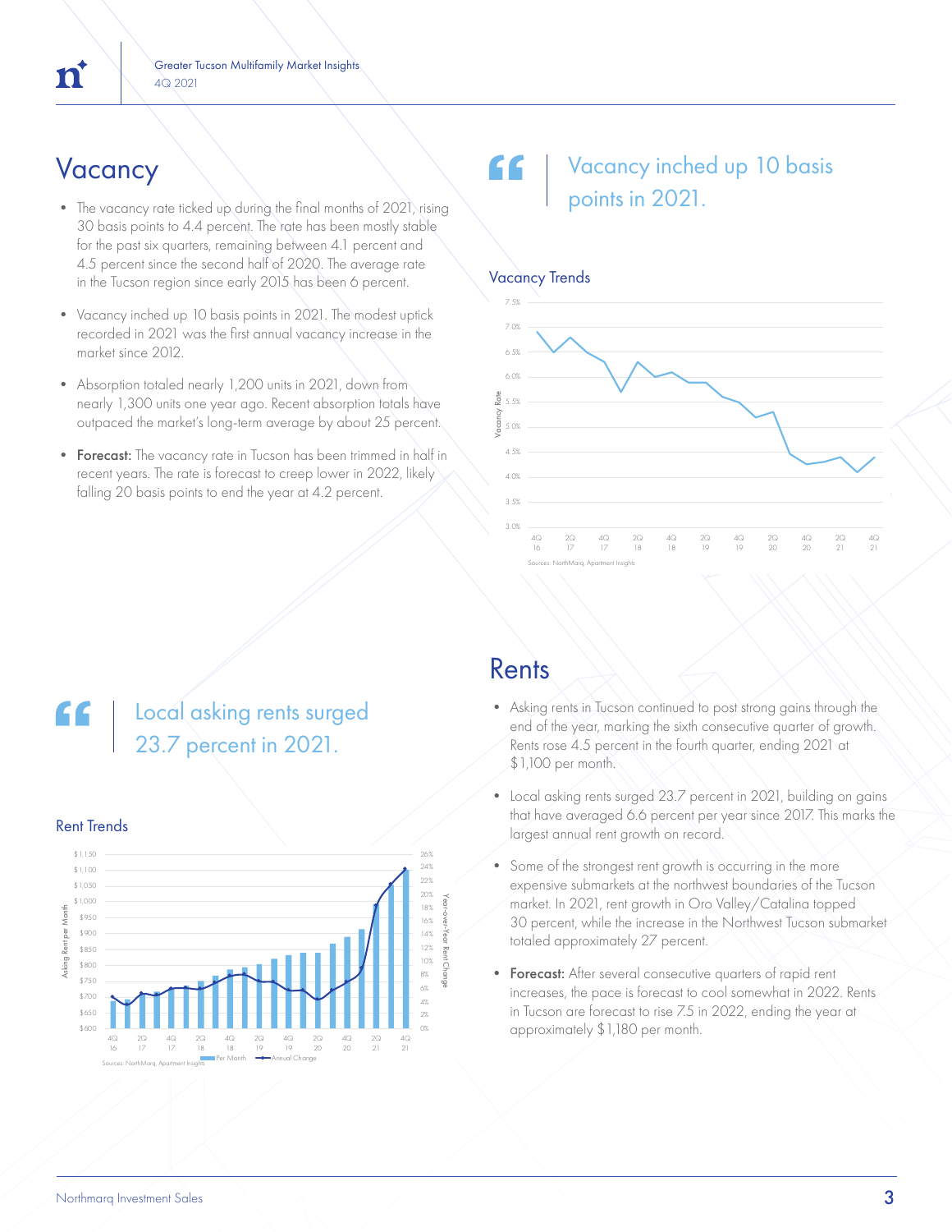## Vacancy

- The vacancy rate ticked up during the final months of 2021, rising 30 basis points to 4.4 percent. The rate has been mostly stable for the past six quarters, remaining between 4.1 percent and 4.5 percent since the second half of 2020. The average rate in the Tucson region since early 2015 has been 6 percent.
- Vacancy inched up 10 basis points in 2021. The modest uptick recorded in 2021 was the first annual vacancy increase in the market since 2012.
- Absorption totaled nearly 1,200 units in 2021, down from nearly 1,300 units one year ago. Recent absorption totals have outpaced the market's long-term average by about 25 percent.
- **Forecast:** The vacancy rate in Tucson has been trimmed in half in recent years. The rate is forecast to creep lower in 2022, likely falling 20 basis points to end the year at 4.2 percent.

> Vacancy inched up 10 basis points in 2021.

### Vacancy Trends

Sources: NorthMarq, Apartment Insights

> Local asking rents surged 23.7 percent in 2021.

### Rent Trends

Sources: NorthMarq, Apartment Insights

## Rents

- Asking rents in Tucson continued to post strong gains through the end of the year, marking the sixth consecutive quarter of growth. Rents rose 4.5 percent in the fourth quarter, ending 2021 at $1,100 per month.
- Local asking rents surged 23.7 percent in 2021, building on gains that have averaged 6.6 percent per year since 2017. This marks the largest annual rent growth on record.
- Some of the strongest rent growth is occurring in the more expensive submarkets at the northwest boundaries of the Tucson market. In 2021, rent growth in Oro Valley/Catalina topped 30 percent, while the increase in the Northwest Tucson submarket totaled approximately 27 percent.
- **Forecast:** After several consecutive quarters of rapid rent increases, the pace is forecast to cool somewhat in 2022. Rents in Tucson are forecast to rise 7.5 in 2022, ending the year at approximately $1,180 per month.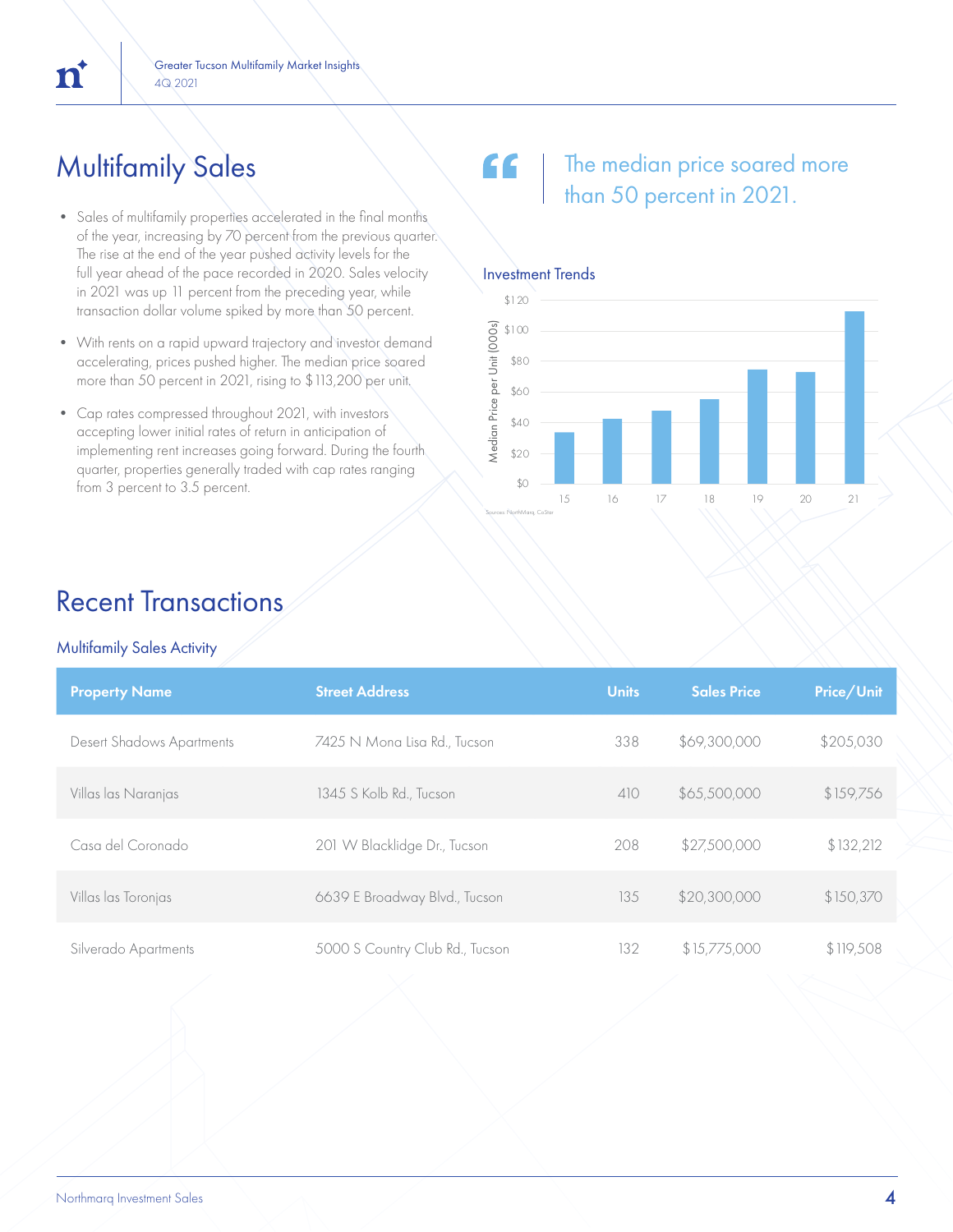## Multifamily Sales

- Sales of multifamily properties accelerated in the final months of the year, increasing by 70 percent from the previous quarter. The rise at the end of the year pushed activity levels for the full year ahead of the pace recorded in 2020. Sales velocity in 2021 was up 11 percent from the preceding year, while transaction dollar volume spiked by more than 50 percent.
- With rents on a rapid upward trajectory and investor demand accelerating, prices pushed higher. The median price soared more than 50 percent in 2021, rising to $113,200 per unit.
- Cap rates compressed throughout 2021, with investors accepting lower initial rates of return in anticipation of implementing rent increases going forward. During the fourth quarter, properties generally traded with cap rates ranging from 3 percent to 3.5 percent.

> The median price soared more than 50 percent in 2021.

### Investment Trends

Median Price per Unit (000s)

| Year | 15 | 16 | 17 | 18 | 19 | 20 | 21 |
|---|---|---|---|---|---|---|---|

Sources: NorthMarq, CoStar

## Recent Transactions

### Multifamily Sales Activity

| Property Name | Street Address | Units | Sales Price | Price/Unit |
|---|---|---|---|---|
| Desert Shadows Apartments | 7425 N Mona Lisa Rd., Tucson | 338 | $69,300,000 | $205,030 |
| Villas las Naranjas | 1345 S Kolb Rd., Tucson | 410 | $65,500,000 | $159,756 |
| Casa del Coronado | 201 W Blacklidge Dr., Tucson | 208 | $27,500,000 | $132,212 |
| Villas las Toronjas | 6639 E Broadway Blvd., Tucson | 135 | $20,300,000 | $150,370 |
| Silverado Apartments | 5000 S Country Club Rd., Tucson | 132 | $15,775,000 | $119,508 |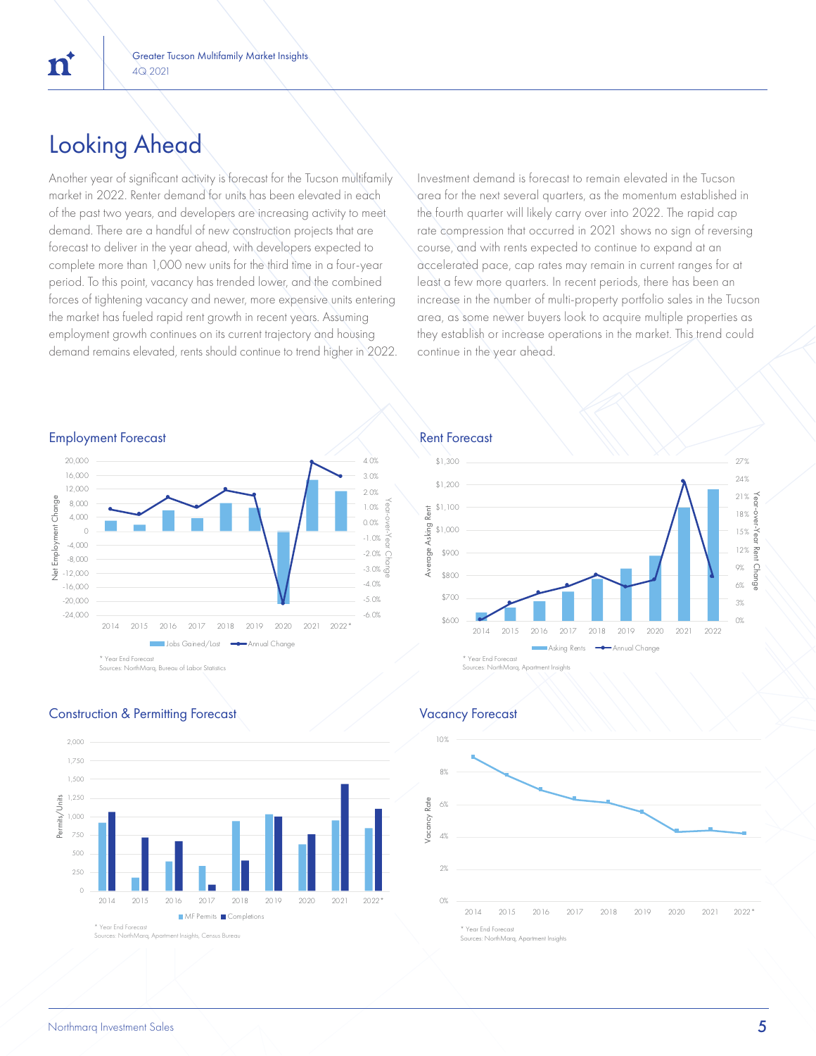# Looking Ahead

Another year of significant activity is forecast for the Tucson multifamily market in 2022. Renter demand for units has been elevated in each of the past two years, and developers are increasing activity to meet demand. There are a handful of new construction projects that are forecast to deliver in the year ahead, with developers expected to complete more than 1,000 new units for the third time in a four-year period. To this point, vacancy has trended lower, and the combined forces of tightening vacancy and newer, more expensive units entering the market has fueled rapid rent growth in recent years. Assuming employment growth continues on its current trajectory and housing demand remains elevated, rents should continue to trend higher in 2022.

Investment demand is forecast to remain elevated in the Tucson area for the next several quarters, as the momentum established in the fourth quarter will likely carry over into 2022. The rapid cap rate compression that occurred in 2021 shows no sign of reversing course, and with rents expected to continue to expand at an accelerated pace, cap rates may remain in current ranges for at least a few more quarters. In recent periods, there has been an increase in the number of multi-property portfolio sales in the Tucson area, as some newer buyers look to acquire multiple properties as they establish or increase operations in the market. This trend could continue in the year ahead.

## Employment Forecast

Jobs Gained/Lost — Annual Change

\* Year End Forecast
Sources: NorthMarq, Bureau of Labor Statistics

## Rent Forecast

Asking Rents — Annual Change

\* Year End Forecast
Sources: NorthMarq, Apartment Insights

## Construction & Permitting Forecast

MF Permits — Completions

\* Year End Forecast
Sources: NorthMarq, Apartment Insights, Census Bureau

## Vacancy Forecast

\* Year End Forecast
Sources: NorthMarq, Apartment Insights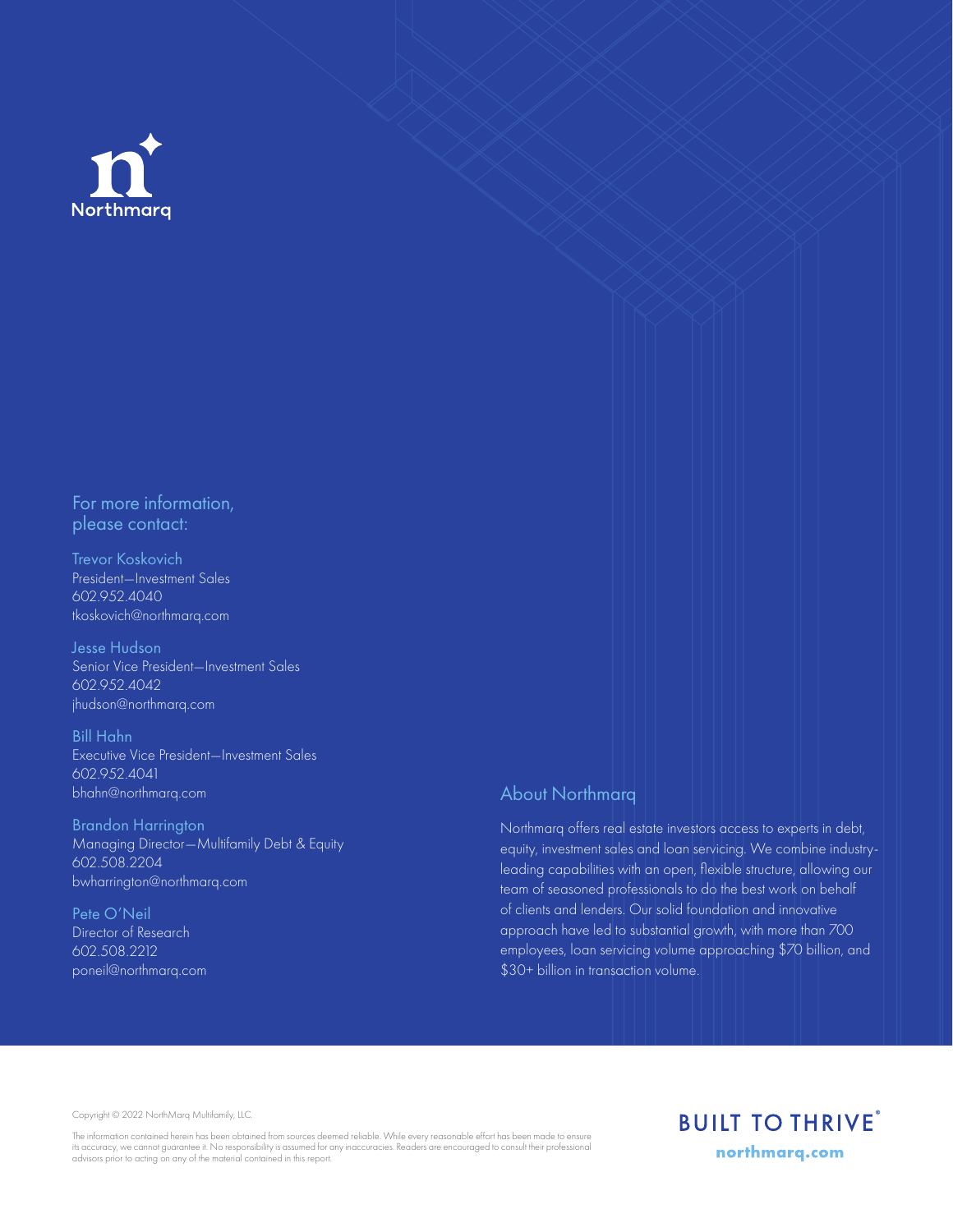Northmarq

## For more information, please contact:

**Trevor Koskovich**
President—Investment Sales
602.952.4040
tkoskovich@northmarq.com

**Jesse Hudson**
Senior Vice President—Investment Sales
602.952.4042
jhudson@northmarq.com

**Bill Hahn**
Executive Vice President—Investment Sales
602.952.4041
bhahn@northmarq.com

**Brandon Harrington**
Managing Director—Multifamily Debt & Equity
602.508.2204
bwharrington@northmarq.com

**Pete O'Neil**
Director of Research
602.508.2212
poneil@northmarq.com

## About Northmarq

Northmarq offers real estate investors access to experts in debt, equity, investment sales and loan servicing. We combine industry-leading capabilities with an open, flexible structure, allowing our team of seasoned professionals to do the best work on behalf of clients and lenders. Our solid foundation and innovative approach have led to substantial growth, with more than 700 employees, loan servicing volume approaching $70 billion, and $30+ billion in transaction volume.

Copyright © 2022 NorthMarq Multifamily, LLC.

The information contained herein has been obtained from sources deemed reliable. While every reasonable effort has been made to ensure its accuracy, we cannot guarantee it. No responsibility is assumed for any inaccuracies. Readers are encouraged to consult their professional advisors prior to acting on any of the material contained in this report.

BUILT TO THRIVE®

northmarq.com